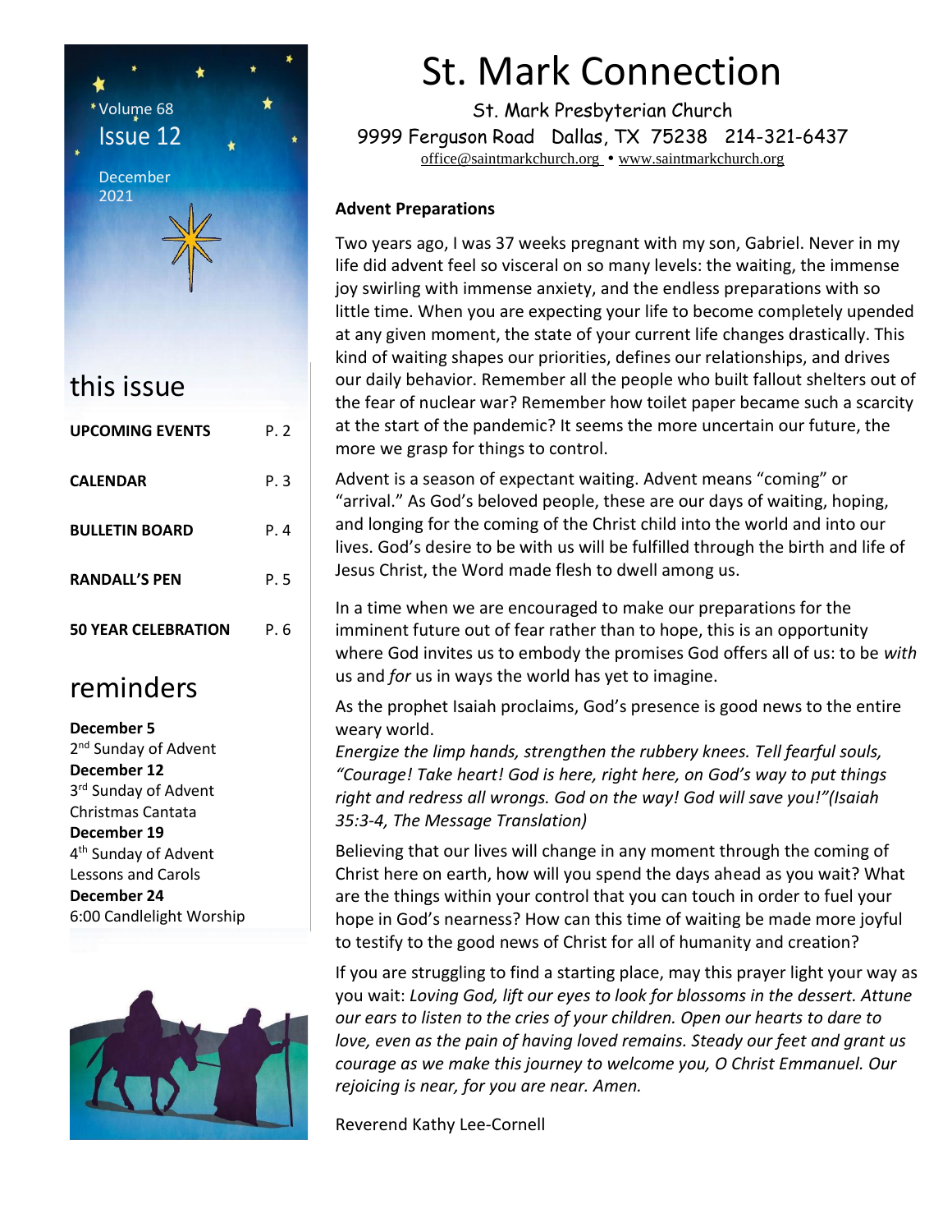# St. Mark Connection

St. Mark Presbyterian Church
9999 Ferguson Road Dallas, TX 75238 214-321-6437
office@saintmarkchurch.org • www.saintmarkchurch.org

Volume 68
Issue 12

December 2021

## this issue

| | |
|---|---|
| **UPCOMING EVENTS** | P. 2 |
| **CALENDAR** | P. 3 |
| **BULLETIN BOARD** | P. 4 |
| **RANDALL'S PEN** | P. 5 |
| **50 YEAR CELEBRATION** | P. 6 |

## reminders

**December 5**
2nd Sunday of Advent
**December 12**
3rd Sunday of Advent
Christmas Cantata
**December 19**
4th Sunday of Advent
Lessons and Carols
**December 24**
6:00 Candlelight Worship

### Advent Preparations

Two years ago, I was 37 weeks pregnant with my son, Gabriel. Never in my life did advent feel so visceral on so many levels: the waiting, the immense joy swirling with immense anxiety, and the endless preparations with so little time. When you are expecting your life to become completely upended at any given moment, the state of your current life changes drastically. This kind of waiting shapes our priorities, defines our relationships, and drives our daily behavior. Remember all the people who built fallout shelters out of the fear of nuclear war? Remember how toilet paper became such a scarcity at the start of the pandemic? It seems the more uncertain our future, the more we grasp for things to control.

Advent is a season of expectant waiting. Advent means "coming" or "arrival." As God's beloved people, these are our days of waiting, hoping, and longing for the coming of the Christ child into the world and into our lives. God's desire to be with us will be fulfilled through the birth and life of Jesus Christ, the Word made flesh to dwell among us.

In a time when we are encouraged to make our preparations for the imminent future out of fear rather than to hope, this is an opportunity where God invites us to embody the promises God offers all of us: to be *with* us and *for* us in ways the world has yet to imagine.

As the prophet Isaiah proclaims, God's presence is good news to the entire weary world.
*Energize the limp hands, strengthen the rubbery knees. Tell fearful souls, "Courage! Take heart! God is here, right here, on God's way to put things right and redress all wrongs. God on the way! God will save you!"(Isaiah 35:3-4, The Message Translation)*

Believing that our lives will change in any moment through the coming of Christ here on earth, how will you spend the days ahead as you wait? What are the things within your control that you can touch in order to fuel your hope in God's nearness? How can this time of waiting be made more joyful to testify to the good news of Christ for all of humanity and creation?

If you are struggling to find a starting place, may this prayer light your way as you wait: *Loving God, lift our eyes to look for blossoms in the dessert. Attune our ears to listen to the cries of your children. Open our hearts to dare to love, even as the pain of having loved remains. Steady our feet and grant us courage as we make this journey to welcome you, O Christ Emmanuel. Our rejoicing is near, for you are near. Amen.*

Reverend Kathy Lee-Cornell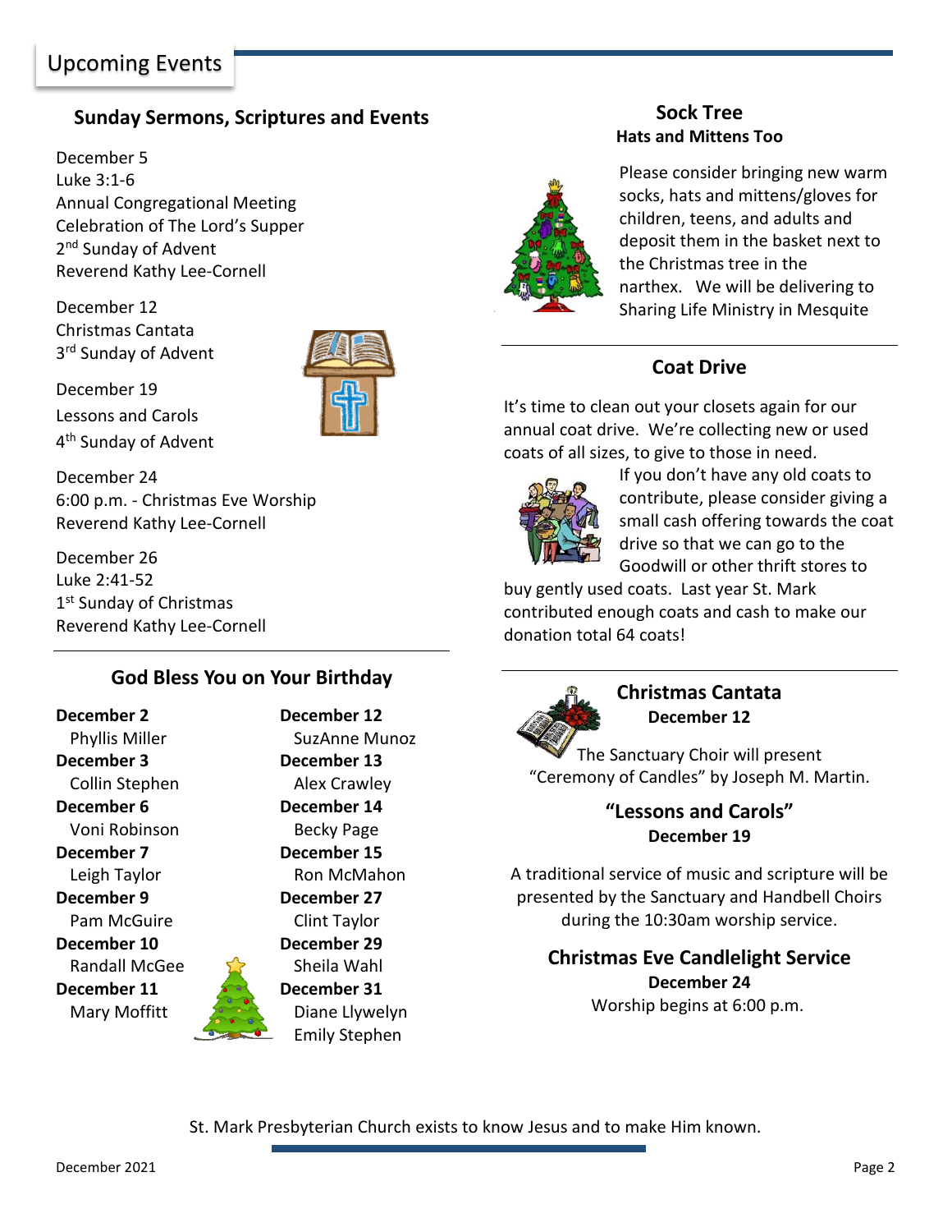# Upcoming Events

## Sunday Sermons, Scriptures and Events

December 5
Luke 3:1-6
Annual Congregational Meeting
Celebration of The Lord's Supper
2nd Sunday of Advent
Reverend Kathy Lee-Cornell

December 12
Christmas Cantata
3rd Sunday of Advent

December 19
Lessons and Carols
4th Sunday of Advent

December 24
6:00 p.m. - Christmas Eve Worship
Reverend Kathy Lee-Cornell

December 26
Luke 2:41-52
1st Sunday of Christmas
Reverend Kathy Lee-Cornell

## God Bless You on Your Birthday

**December 2**
Phyllis Miller
**December 3**
Collin Stephen
**December 6**
Voni Robinson
**December 7**
Leigh Taylor
**December 9**
Pam McGuire
**December 10**
Randall McGee
**December 11**
Mary Moffitt
**December 12**
SuzAnne Munoz
**December 13**
Alex Crawley
**December 14**
Becky Page
**December 15**
Ron McMahon
**December 27**
Clint Taylor
**December 29**
Sheila Wahl
**December 31**
Diane Llywelyn
Emily Stephen

## Sock Tree
### Hats and Mittens Too

Please consider bringing new warm socks, hats and mittens/gloves for children, teens, and adults and deposit them in the basket next to the Christmas tree in the narthex. We will be delivering to Sharing Life Ministry in Mesquite

## Coat Drive

It's time to clean out your closets again for our annual coat drive. We're collecting new or used coats of all sizes, to give to those in need. If you don't have any old coats to contribute, please consider giving a small cash offering towards the coat drive so that we can go to the Goodwill or other thrift stores to buy gently used coats. Last year St. Mark contributed enough coats and cash to make our donation total 64 coats!

## Christmas Cantata
**December 12**

The Sanctuary Choir will present "Ceremony of Candles" by Joseph M. Martin.

## "Lessons and Carols"
**December 19**

A traditional service of music and scripture will be presented by the Sanctuary and Handbell Choirs during the 10:30am worship service.

## Christmas Eve Candlelight Service
**December 24**

Worship begins at 6:00 p.m.

St. Mark Presbyterian Church exists to know Jesus and to make Him known.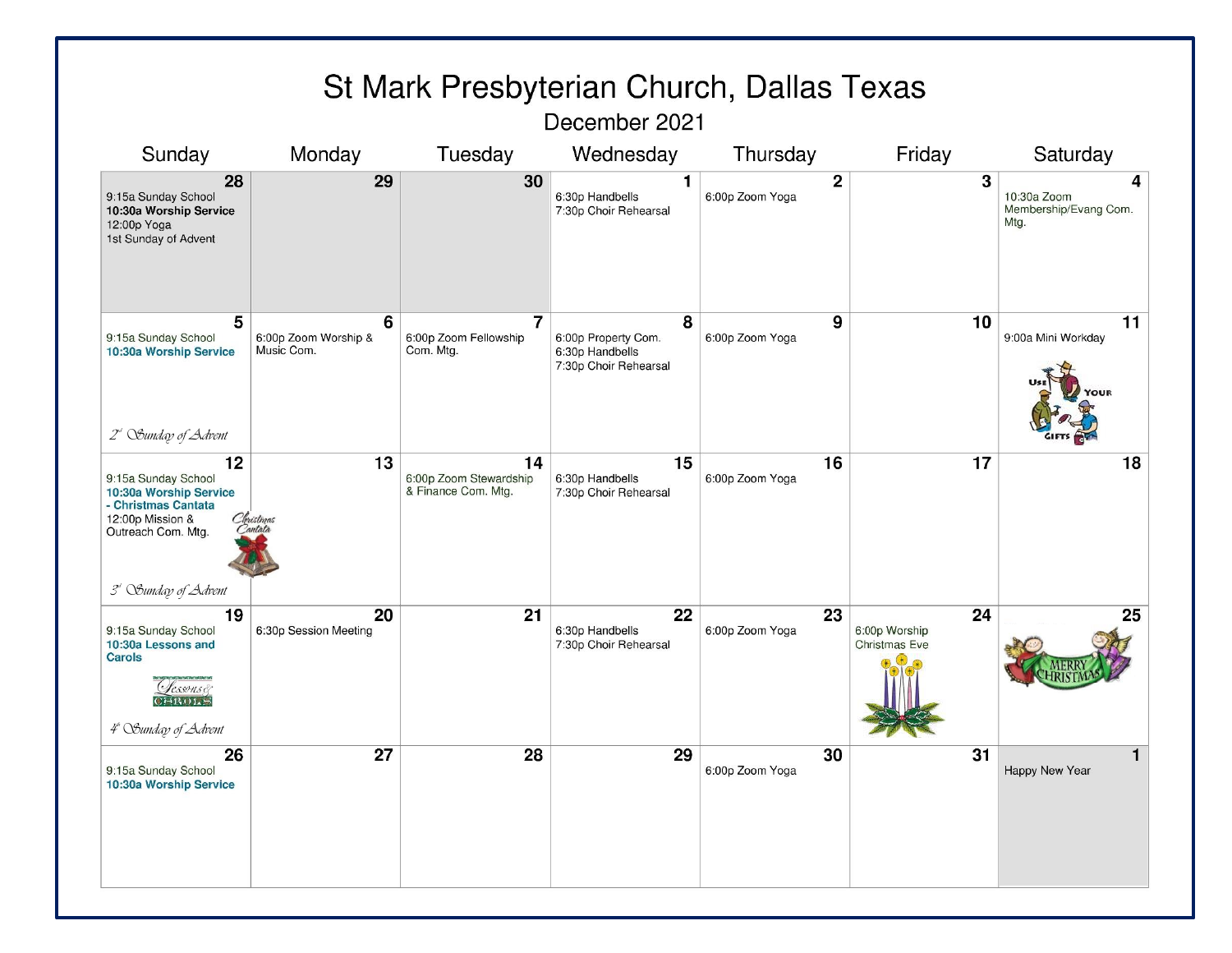# St Mark Presbyterian Church, Dallas Texas

## December 2021

| Sunday | Monday | Tuesday | Wednesday | Thursday | Friday | Saturday |
|---|---|---|---|---|---|---|
| **28**<br>9:15a Sunday School<br>**10:30a Worship Service**<br>12:00p Yoga<br>1st Sunday of Advent | **29** | **30** | **1**<br>6:30p Handbells<br>7:30p Choir Rehearsal | **2**<br>6:00p Zoom Yoga | **3** | **4**<br>10:30a Zoom Membership/Evang Com. Mtg. |
| **5**<br>9:15a Sunday School<br>**10:30a Worship Service**<br>*2nd Sunday of Advent* | **6**<br>6:00p Zoom Worship & Music Com. | **7**<br>6:00p Zoom Fellowship Com. Mtg. | **8**<br>6:00p Property Com.<br>6:30p Handbells<br>7:30p Choir Rehearsal | **9**<br>6:00p Zoom Yoga | **10** | **11**<br>9:00a Mini Workday<br>Use Your Gifts |
| **12**<br>9:15a Sunday School<br>**10:30a Worship Service - Christmas Cantata**<br>12:00p Mission & Outreach Com. Mtg.<br>Christmas Cantata<br>*3rd Sunday of Advent* | **13** | **14**<br>6:00p Zoom Stewardship & Finance Com. Mtg. | **15**<br>6:30p Handbells<br>7:30p Choir Rehearsal | **16**<br>6:00p Zoom Yoga | **17** | **18** |
| **19**<br>9:15a Sunday School<br>**10:30a Lessons and Carols**<br>Lessons & Carols<br>*4th Sunday of Advent* | **20**<br>6:30p Session Meeting | **21** | **22**<br>6:30p Handbells<br>7:30p Choir Rehearsal | **23**<br>6:00p Zoom Yoga | **24**<br>6:00p Worship Christmas Eve | **25**<br>Merry Christmas |
| **26**<br>9:15a Sunday School<br>**10:30a Worship Service** | **27** | **28** | **29** | **30**<br>6:00p Zoom Yoga | **31** | **1**<br>Happy New Year |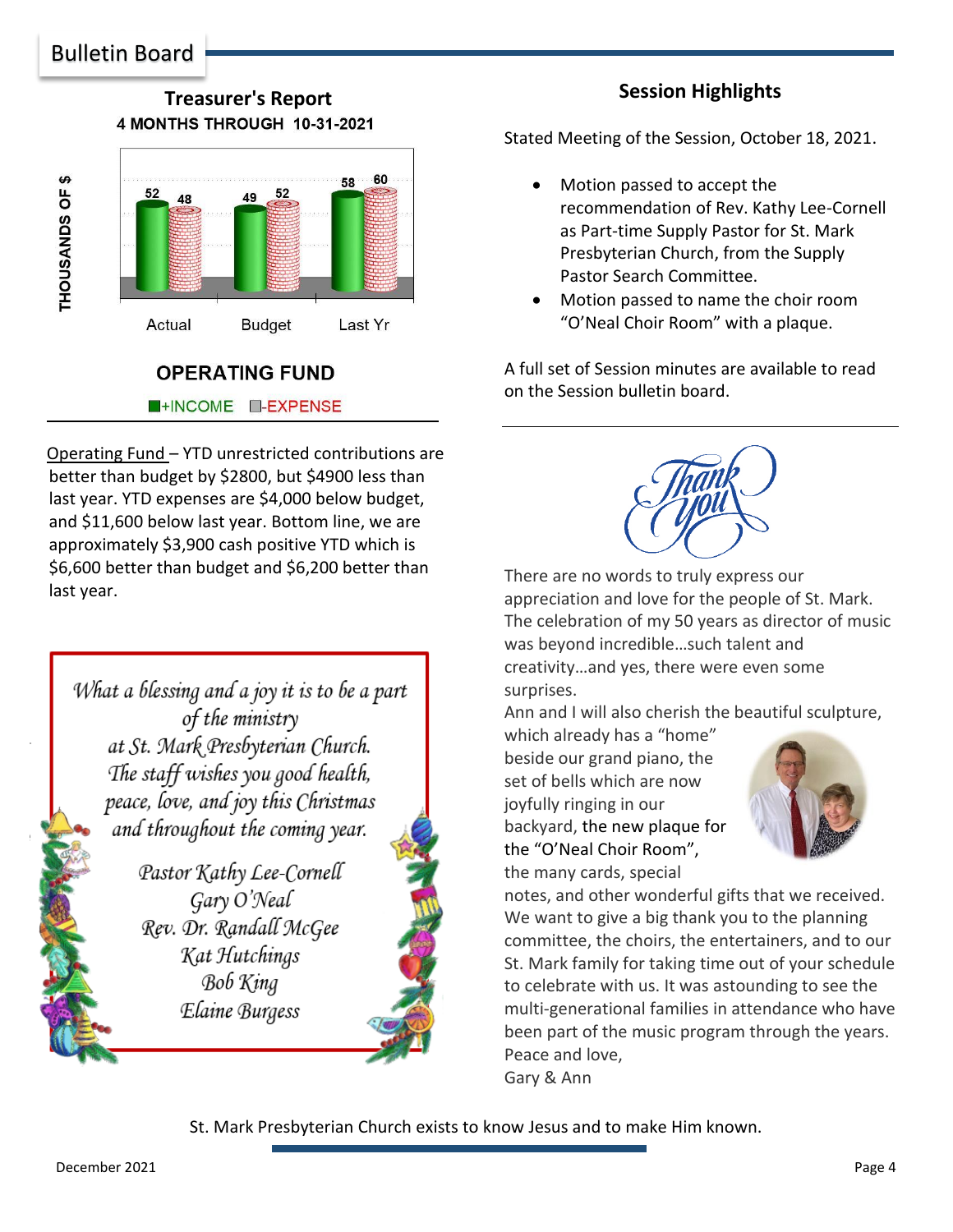# Bulletin Board

## Treasurer's Report

**4 MONTHS THROUGH 10-31-2021**

| THOUSANDS OF $ | Actual | Budget | Last Yr |
|---|---|---|---|
| +INCOME | 52 | 49 | 58 |
| -EXPENSE | 48 | 52 | 60 |

**OPERATING FUND**

+INCOME -EXPENSE

Operating Fund – YTD unrestricted contributions are better than budget by $2800, but $4900 less than last year. YTD expenses are $4,000 below budget, and $11,600 below last year. Bottom line, we are approximately $3,900 cash positive YTD which is $6,600 better than budget and $6,200 better than last year.

*What a blessing and a joy it is to be a part of the ministry at St. Mark Presbyterian Church. The staff wishes you good health, peace, love, and joy this Christmas and throughout the coming year.*

*Pastor Kathy Lee-Cornell*
*Gary O'Neal*
*Rev. Dr. Randall McGee*
*Kat Hutchings*
*Bob King*
*Elaine Burgess*

## Session Highlights

Stated Meeting of the Session, October 18, 2021.

- Motion passed to accept the recommendation of Rev. Kathy Lee-Cornell as Part-time Supply Pastor for St. Mark Presbyterian Church, from the Supply Pastor Search Committee.
- Motion passed to name the choir room "O'Neal Choir Room" with a plaque.

A full set of Session minutes are available to read on the Session bulletin board.

*Thank you*

There are no words to truly express our appreciation and love for the people of St. Mark. The celebration of my 50 years as director of music was beyond incredible…such talent and creativity…and yes, there were even some surprises.

Ann and I will also cherish the beautiful sculpture, which already has a "home" beside our grand piano, the set of bells which are now joyfully ringing in our backyard, the new plaque for the "O'Neal Choir Room", the many cards, special notes, and other wonderful gifts that we received. We want to give a big thank you to the planning committee, the choirs, the entertainers, and to our St. Mark family for taking time out of your schedule to celebrate with us. It was astounding to see the multi-generational families in attendance who have been part of the music program through the years.

Peace and love,
Gary & Ann

St. Mark Presbyterian Church exists to know Jesus and to make Him known.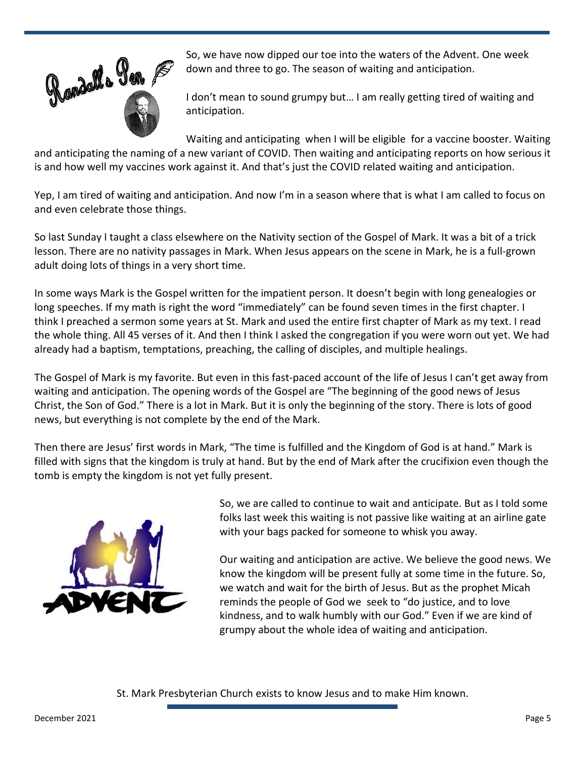# Randall's Pen

So, we have now dipped our toe into the waters of the Advent. One week down and three to go. The season of waiting and anticipation.

I don't mean to sound grumpy but… I am really getting tired of waiting and anticipation.

Waiting and anticipating when I will be eligible for a vaccine booster. Waiting and anticipating the naming of a new variant of COVID. Then waiting and anticipating reports on how serious it is and how well my vaccines work against it. And that's just the COVID related waiting and anticipation.

Yep, I am tired of waiting and anticipation. And now I'm in a season where that is what I am called to focus on and even celebrate those things.

So last Sunday I taught a class elsewhere on the Nativity section of the Gospel of Mark. It was a bit of a trick lesson. There are no nativity passages in Mark. When Jesus appears on the scene in Mark, he is a full-grown adult doing lots of things in a very short time.

In some ways Mark is the Gospel written for the impatient person. It doesn't begin with long genealogies or long speeches. If my math is right the word "immediately" can be found seven times in the first chapter. I think I preached a sermon some years at St. Mark and used the entire first chapter of Mark as my text. I read the whole thing. All 45 verses of it. And then I think I asked the congregation if you were worn out yet. We had already had a baptism, temptations, preaching, the calling of disciples, and multiple healings.

The Gospel of Mark is my favorite. But even in this fast-paced account of the life of Jesus I can't get away from waiting and anticipation. The opening words of the Gospel are "The beginning of the good news of Jesus Christ, the Son of God." There is a lot in Mark. But it is only the beginning of the story. There is lots of good news, but everything is not complete by the end of the Mark.

Then there are Jesus' first words in Mark, "The time is fulfilled and the Kingdom of God is at hand." Mark is filled with signs that the kingdom is truly at hand. But by the end of Mark after the crucifixion even though the tomb is empty the kingdom is not yet fully present.

So, we are called to continue to wait and anticipate. But as I told some folks last week this waiting is not passive like waiting at an airline gate with your bags packed for someone to whisk you away.

Our waiting and anticipation are active. We believe the good news. We know the kingdom will be present fully at some time in the future. So, we watch and wait for the birth of Jesus. But as the prophet Micah reminds the people of God we seek to "do justice, and to love kindness, and to walk humbly with our God." Even if we are kind of grumpy about the whole idea of waiting and anticipation.

St. Mark Presbyterian Church exists to know Jesus and to make Him known.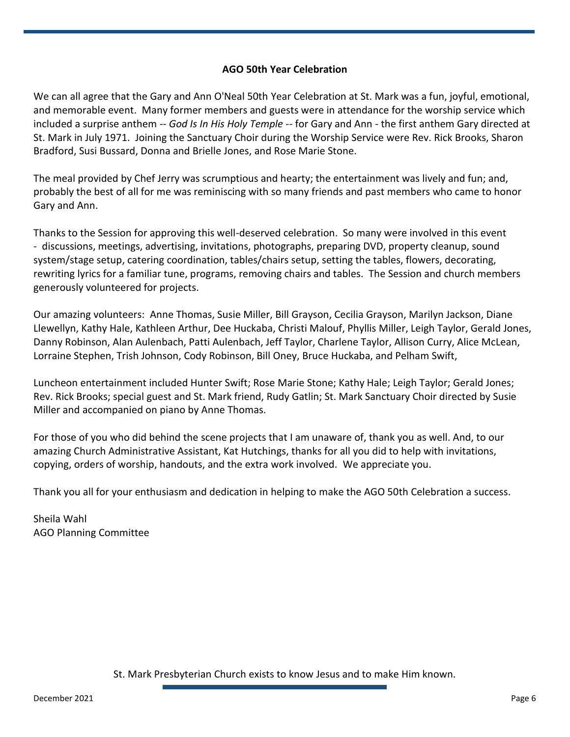## AGO 50th Year Celebration

We can all agree that the Gary and Ann O'Neal 50th Year Celebration at St. Mark was a fun, joyful, emotional, and memorable event. Many former members and guests were in attendance for the worship service which included a surprise anthem -- *God Is In His Holy Temple* -- for Gary and Ann - the first anthem Gary directed at St. Mark in July 1971. Joining the Sanctuary Choir during the Worship Service were Rev. Rick Brooks, Sharon Bradford, Susi Bussard, Donna and Brielle Jones, and Rose Marie Stone.

The meal provided by Chef Jerry was scrumptious and hearty; the entertainment was lively and fun; and, probably the best of all for me was reminiscing with so many friends and past members who came to honor Gary and Ann.

Thanks to the Session for approving this well-deserved celebration. So many were involved in this event - discussions, meetings, advertising, invitations, photographs, preparing DVD, property cleanup, sound system/stage setup, catering coordination, tables/chairs setup, setting the tables, flowers, decorating, rewriting lyrics for a familiar tune, programs, removing chairs and tables. The Session and church members generously volunteered for projects.

Our amazing volunteers: Anne Thomas, Susie Miller, Bill Grayson, Cecilia Grayson, Marilyn Jackson, Diane Llewellyn, Kathy Hale, Kathleen Arthur, Dee Huckaba, Christi Malouf, Phyllis Miller, Leigh Taylor, Gerald Jones, Danny Robinson, Alan Aulenbach, Patti Aulenbach, Jeff Taylor, Charlene Taylor, Allison Curry, Alice McLean, Lorraine Stephen, Trish Johnson, Cody Robinson, Bill Oney, Bruce Huckaba, and Pelham Swift,

Luncheon entertainment included Hunter Swift; Rose Marie Stone; Kathy Hale; Leigh Taylor; Gerald Jones; Rev. Rick Brooks; special guest and St. Mark friend, Rudy Gatlin; St. Mark Sanctuary Choir directed by Susie Miller and accompanied on piano by Anne Thomas.

For those of you who did behind the scene projects that I am unaware of, thank you as well. And, to our amazing Church Administrative Assistant, Kat Hutchings, thanks for all you did to help with invitations, copying, orders of worship, handouts, and the extra work involved. We appreciate you.

Thank you all for your enthusiasm and dedication in helping to make the AGO 50th Celebration a success.

Sheila Wahl  
AGO Planning Committee

St. Mark Presbyterian Church exists to know Jesus and to make Him known.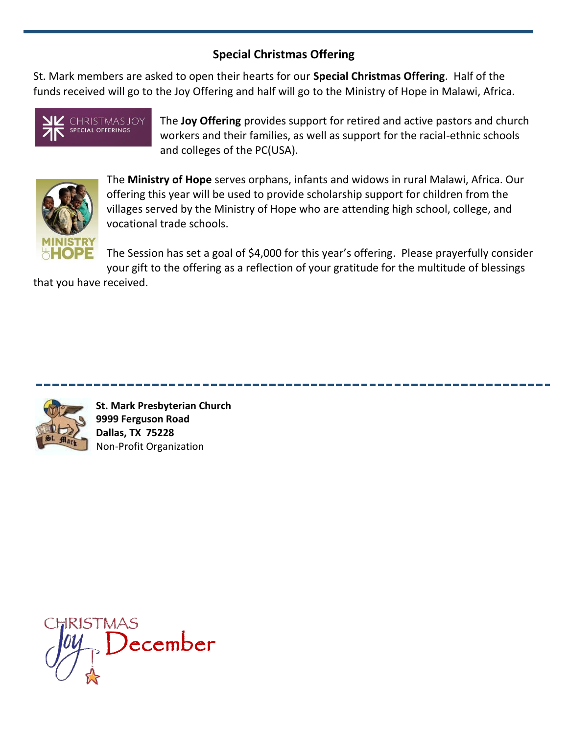## Special Christmas Offering

St. Mark members are asked to open their hearts for our **Special Christmas Offering**. Half of the funds received will go to the Joy Offering and half will go to the Ministry of Hope in Malawi, Africa.

CHRISTMAS JOY SPECIAL OFFERINGS

The **Joy Offering** provides support for retired and active pastors and church workers and their families, as well as support for the racial-ethnic schools and colleges of the PC(USA).

MINISTRY OF HOPE

The **Ministry of Hope** serves orphans, infants and widows in rural Malawi, Africa. Our offering this year will be used to provide scholarship support for children from the villages served by the Ministry of Hope who are attending high school, college, and vocational trade schools.

The Session has set a goal of $4,000 for this year's offering. Please prayerfully consider your gift to the offering as a reflection of your gratitude for the multitude of blessings that you have received.

---

**St. Mark Presbyterian Church**
**9999 Ferguson Road**
**Dallas, TX 75228**
Non-Profit Organization

CHRISTMAS Joy December